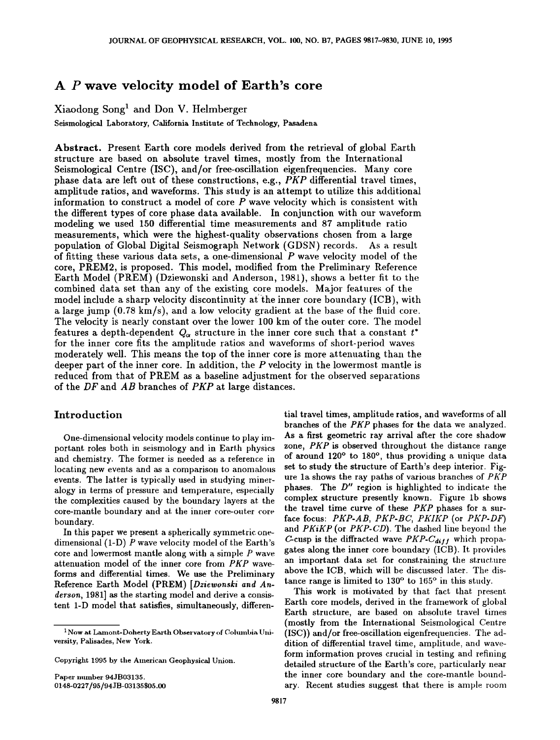# A $P$ wave velocity model of Earth's core

Xiaodong Song[1] and Don V. Helmberger

Seismological Laboratory, California Institute of Technology, Pasadena

**Abstract.** Present Earth core models derived from the retrieval of global Earth structure are based on absolute travel times, mostly from the International Seismological Centre (ISC), and/or free-oscillation eigenfrequencies. Many core phase data are left out of these constructions, e.g., *PKP* differential travel times, amplitude ratios, and waveforms. This study is an attempt to utilize this additional information to construct a model of core $P$ wave velocity which is consistent with the different types of core phase data available. In conjunction with our waveform modeling we used 150 differential time measurements and 87 amplitude ratio measurements, which were the highest-quality observations chosen from a large population of Global Digital Seismograph Network (GDSN) records. As a result of fitting these various data sets, a one-dimensional $P$ wave velocity model of the core, PREM2, is proposed. This model, modified from the Preliminary Reference Earth Model (PREM) (Dziewonski and Anderson, 1981), shows a better fit to the combined data set than any of the existing core models. Major features of the model include a sharp velocity discontinuity at the inner core boundary (ICB), with a large jump (0.78 km/s), and a low velocity gradient at the base of the fluid core. The velocity is nearly constant over the lower 100 km of the outer core. The model features a depth-dependent $Q_\alpha$ structure in the inner core such that a constant $t^*$ for the inner core fits the amplitude ratios and waveforms of short-period waves moderately well. This means the top of the inner core is more attenuating than the deeper part of the inner core. In addition, the $P$ velocity in the lowermost mantle is reduced from that of PREM as a baseline adjustment for the observed separations of the *DF* and *AB* branches of *PKP* at large distances.

## Introduction

One-dimensional velocity models continue to play important roles both in seismology and in Earth physics and chemistry. The former is needed as a reference in locating new events and as a comparison to anomalous events. The latter is typically used in studying mineralogy in terms of pressure and temperature, especially the complexities caused by the boundary layers at the core-mantle boundary and at the inner core-outer core boundary.

In this paper we present a spherically symmetric one-dimensional (1-D) $P$ wave velocity model of the Earth's core and lowermost mantle along with a simple $P$ wave attenuation model of the inner core from *PKP* waveforms and differential times. We use the Preliminary Reference Earth Model (PREM) [*Dziewonski and Anderson*, 1981] as the starting model and derive a consistent 1-D model that satisfies, simultaneously, differential travel times, amplitude ratios, and waveforms of all branches of the *PKP* phases for the data we analyzed. As a first geometric ray arrival after the core shadow zone, *PKP* is observed throughout the distance range of around 120° to 180°, thus providing a unique data set to study the structure of Earth's deep interior. Figure 1a shows the ray paths of various branches of *PKP* phases. The $D''$ region is highlighted to indicate the complex structure presently known. Figure 1b shows the travel time curve of these *PKP* phases for a surface focus: *PKP-AB*, *PKP-BC*, *PKIKP* (or *PKP-DF*) and *PKiKP* (or *PKP-CD*). The dashed line beyond the *C*-cusp is the diffracted wave *PKP*-$C_{diff}$ which propagates along the inner core boundary (ICB). It provides an important data set for constraining the structure above the ICB, which will be discussed later. The distance range is limited to 130° to 165° in this study.

This work is motivated by that fact that present Earth core models, derived in the framework of global Earth structure, are based on absolute travel times (mostly from the International Seismological Centre (ISC)) and/or free-oscillation eigenfrequencies. The addition of differential travel time, amplitude, and waveform information proves crucial in testing and refining detailed structure of the Earth's core, particularly near the inner core boundary and the core-mantle boundary. Recent studies suggest that there is ample room

[1] Now at Lamont-Doherty Earth Observatory of Columbia University, Palisades, New York.

Copyright 1995 by the American Geophysical Union.

Paper number 94JB03135.
0148-0227/95/94JB-03135$05.00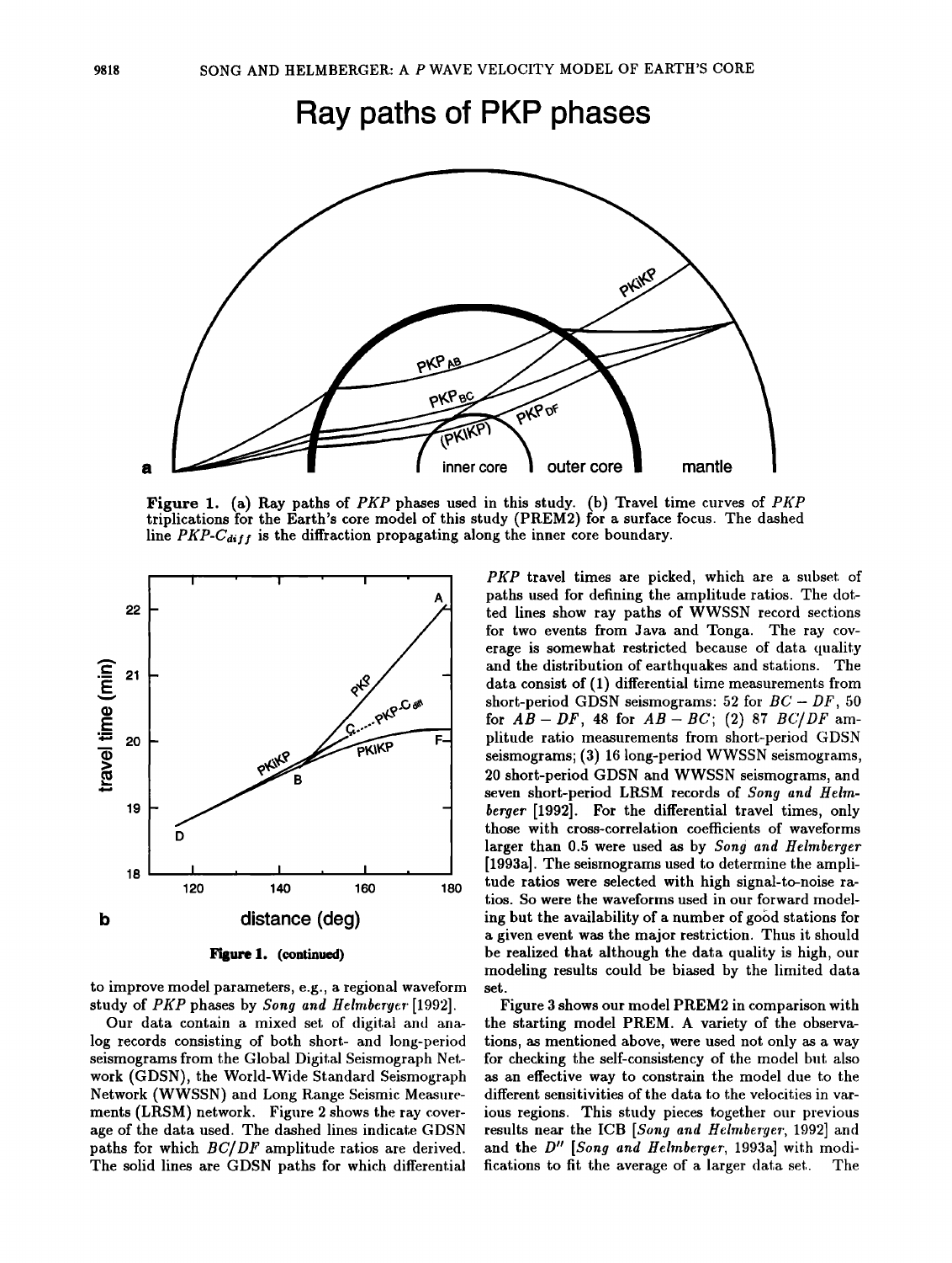Figure 1. (a) Ray paths of *PKP* phases used in this study. (b) Travel time curves of *PKP* triplications for the Earth's core model of this study (PREM2) for a surface focus. The dashed line *PKP*-$C_{diff}$ is the diffraction propagating along the inner core boundary.

Figure 1. (continued)

to improve model parameters, e.g., a regional waveform study of *PKP* phases by *Song and Helmberger* [1992].

Our data contain a mixed set of digital and analog records consisting of both short- and long-period seismograms from the Global Digital Seismograph Network (GDSN), the World-Wide Standard Seismograph Network (WWSSN) and Long Range Seismic Measurements (LRSM) network. Figure 2 shows the ray coverage of the data used. The dashed lines indicate GDSN paths for which *BC/DF* amplitude ratios are derived. The solid lines are GDSN paths for which differential *PKP* travel times are picked, which are a subset of paths used for defining the amplitude ratios. The dotted lines show ray paths of WWSSN record sections for two events from Java and Tonga. The ray coverage is somewhat restricted because of data quality and the distribution of earthquakes and stations. The data consist of (1) differential time measurements from short-period GDSN seismograms: 52 for $BC - DF$, 50 for $AB - DF$, 48 for $AB - BC$; (2) 87 $BC/DF$ amplitude ratio measurements from short-period GDSN seismograms; (3) 16 long-period WWSSN seismograms, 20 short-period GDSN and WWSSN seismograms, and seven short-period LRSM records of *Song and Helmberger* [1992]. For the differential travel times, only those with cross-correlation coefficients of waveforms larger than 0.5 were used as by *Song and Helmberger* [1993a]. The seismograms used to determine the amplitude ratios were selected with high signal-to-noise ratios. So were the waveforms used in our forward modeling but the availability of a number of good stations for a given event was the major restriction. Thus it should be realized that although the data quality is high, our modeling results could be biased by the limited data set.

Figure 3 shows our model PREM2 in comparison with the starting model PREM. A variety of the observations, as mentioned above, were used not only as a way for checking the self-consistency of the model but also as an effective way to constrain the model due to the different sensitivities of the data to the velocities in various regions. This study pieces together our previous results near the ICB [*Song and Helmberger*, 1992] and the $D''$ [*Song and Helmberger*, 1993a] with modifications to fit the average of a larger data set. The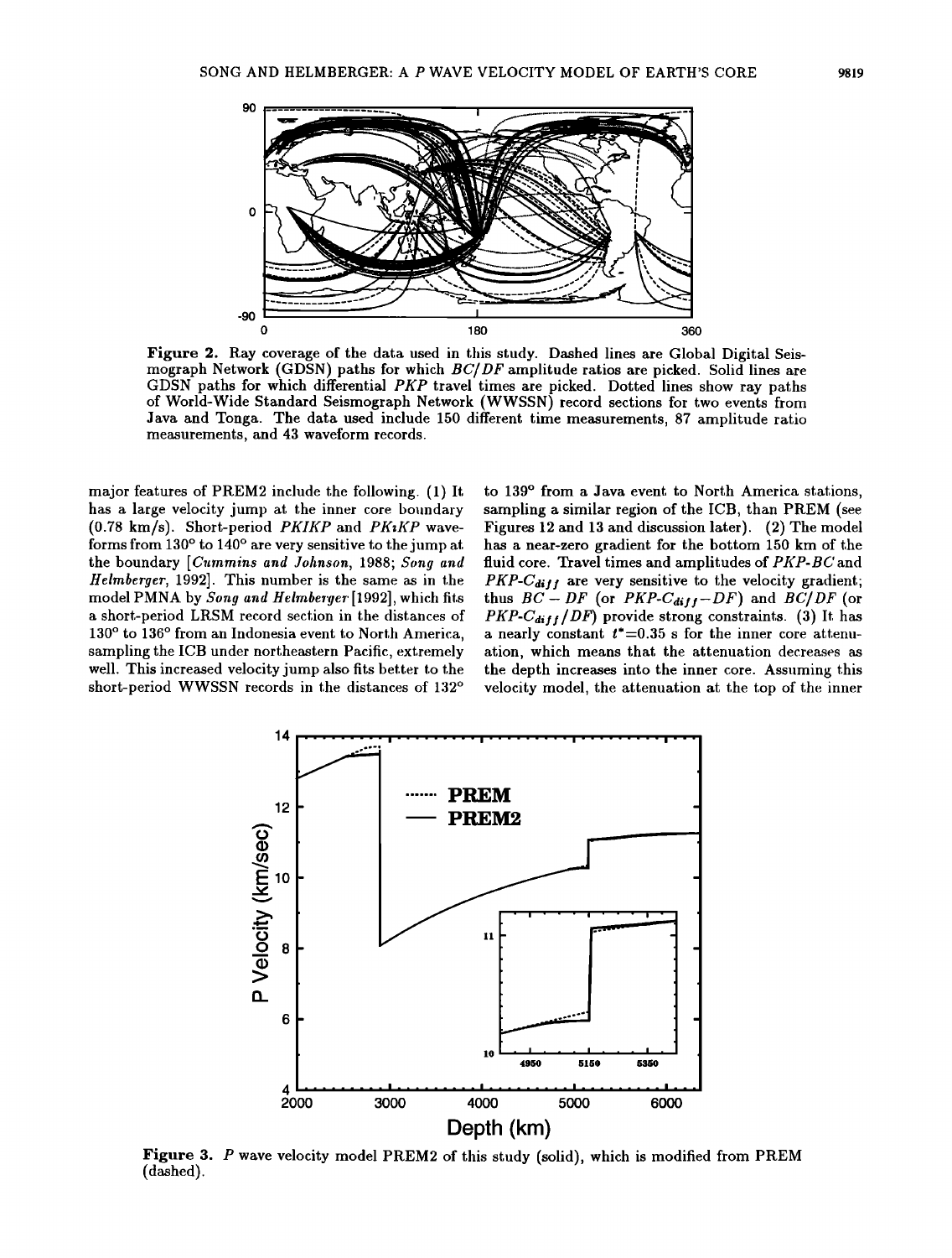Figure 2. Ray coverage of the data used in this study. Dashed lines are Global Digital Seismograph Network (GDSN) paths for which $BC/DF$ amplitude ratios are picked. Solid lines are GDSN paths for which differential $PKP$ travel times are picked. Dotted lines show ray paths of World-Wide Standard Seismograph Network (WWSSN) record sections for two events from Java and Tonga. The data used include 150 different time measurements, 87 amplitude ratio measurements, and 43 waveform records.

major features of PREM2 include the following. (1) It has a large velocity jump at the inner core boundary (0.78 km/s). Short-period $PKIKP$ and $PKiKP$ waveforms from 130° to 140° are very sensitive to the jump at the boundary [*Cummins and Johnson*, 1988; *Song and Helmberger*, 1992]. This number is the same as in the model PMNA by *Song and Helmberger* [1992], which fits a short-period LRSM record section in the distances of 130° to 136° from an Indonesia event to North America, sampling the ICB under northeastern Pacific, extremely well. This increased velocity jump also fits better to the short-period WWSSN records in the distances of 132° to 139° from a Java event to North America stations, sampling a similar region of the ICB, than PREM (see Figures 12 and 13 and discussion later). (2) The model has a near-zero gradient for the bottom 150 km of the fluid core. Travel times and amplitudes of $PKP$-$BC$ and $PKP$-$C_{diff}$ are very sensitive to the velocity gradient; thus $BC - DF$ (or $PKP$-$C_{diff}-DF$) and $BC/DF$ (or $PKP$-$C_{diff}/DF$) provide strong constraints. (3) It has a nearly constant $t^*$=0.35 s for the inner core attenuation, which means that the attenuation decreases as the depth increases into the inner core. Assuming this velocity model, the attenuation at the top of the inner

Figure 3. $P$ wave velocity model PREM2 of this study (solid), which is modified from PREM (dashed).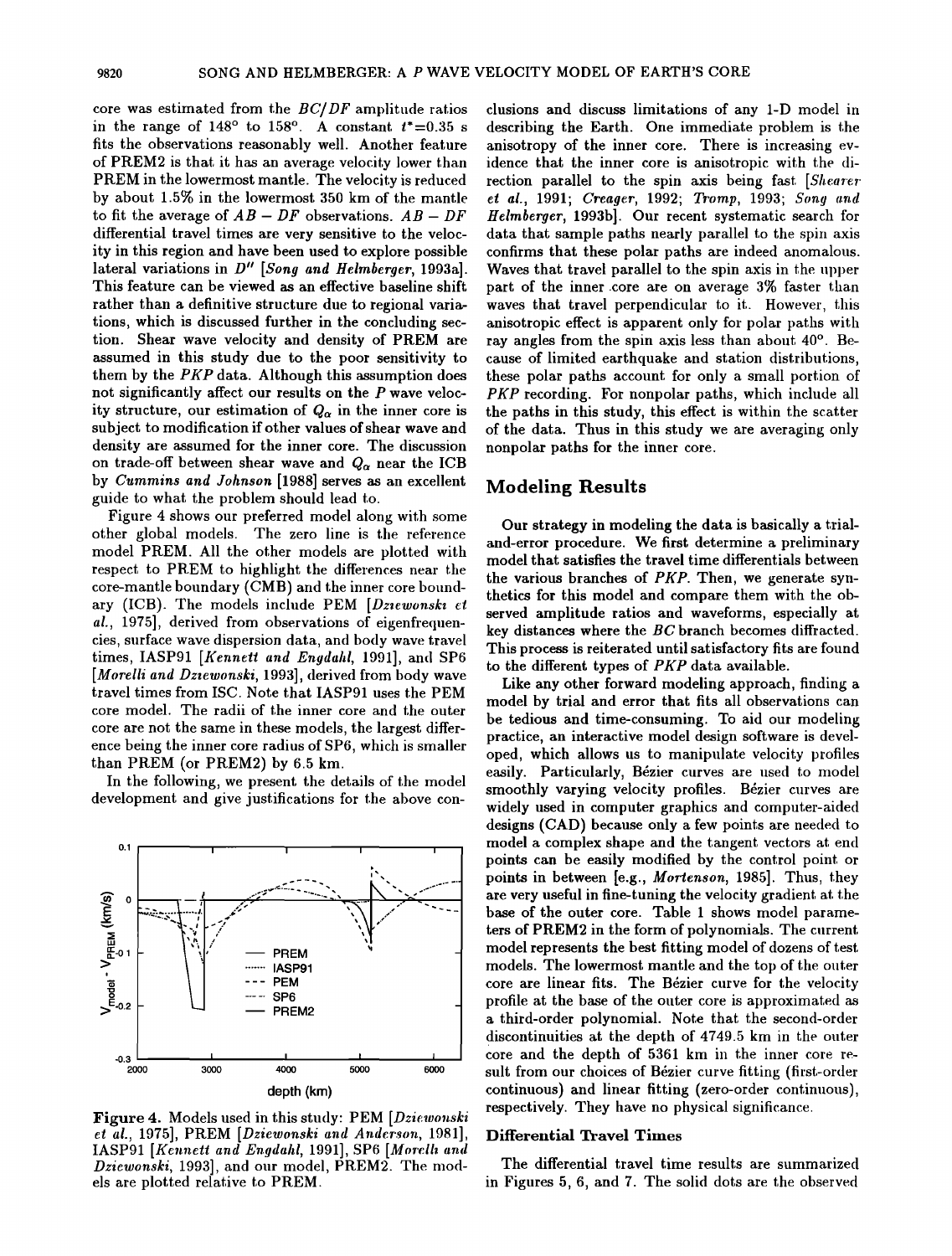core was estimated from the $BC/DF$ amplitude ratios in the range of 148° to 158°. A constant $t^*$=0.35 s fits the observations reasonably well. Another feature of PREM2 is that it has an average velocity lower than PREM in the lowermost mantle. The velocity is reduced by about 1.5% in the lowermost 350 km of the mantle to fit the average of $AB - DF$ observations. $AB - DF$ differential travel times are very sensitive to the velocity in this region and have been used to explore possible lateral variations in $D''$ [*Song and Helmberger*, 1993a]. This feature can be viewed as an effective baseline shift rather than a definitive structure due to regional variations, which is discussed further in the concluding section. Shear wave velocity and density of PREM are assumed in this study due to the poor sensitivity to them by the *PKP* data. Although this assumption does not significantly affect our results on the P wave velocity structure, our estimation of $Q_\alpha$ in the inner core is subject to modification if other values of shear wave and density are assumed for the inner core. The discussion on trade-off between shear wave and $Q_\alpha$ near the ICB by *Cummins and Johnson* [1988] serves as an excellent guide to what the problem should lead to.

Figure 4 shows our preferred model along with some other global models. The zero line is the reference model PREM. All the other models are plotted with respect to PREM to highlight the differences near the core-mantle boundary (CMB) and the inner core boundary (ICB). The models include PEM [*Dziewonski et al.*, 1975], derived from observations of eigenfrequencies, surface wave dispersion data, and body wave travel times, IASP91 [*Kennett and Engdahl*, 1991], and SP6 [*Morelli and Dziewonski*, 1993], derived from body wave travel times from ISC. Note that IASP91 uses the PEM core model. The radii of the inner core and the outer core are not the same in these models, the largest difference being the inner core radius of SP6, which is smaller than PREM (or PREM2) by 6.5 km.

In the following, we present the details of the model development and give justifications for the above conclusions and discuss limitations of any 1-D model in describing the Earth. One immediate problem is the anisotropy of the inner core. There is increasing evidence that the inner core is anisotropic with the direction parallel to the spin axis being fast [*Shearer et al.*, 1991; *Creager*, 1992; *Tromp*, 1993; *Song and Helmberger*, 1993b]. Our recent systematic search for data that sample paths nearly parallel to the spin axis confirms that these polar paths are indeed anomalous. Waves that travel parallel to the spin axis in the upper part of the inner core are on average 3% faster than waves that travel perpendicular to it. However, this anisotropic effect is apparent only for polar paths with ray angles from the spin axis less than about 40°. Because of limited earthquake and station distributions, these polar paths account for only a small portion of *PKP* recording. For nonpolar paths, which include all the paths in this study, this effect is within the scatter of the data. Thus in this study we are averaging only nonpolar paths for the inner core.

Figure 4. Models used in this study: PEM [*Dziewonski et al.*, 1975], PREM [*Dziewonski and Anderson*, 1981], IASP91 [*Kennett and Engdahl*, 1991], SP6 [*Morelli and Dziewonski*, 1993], and our model, PREM2. The models are plotted relative to PREM.

## Modeling Results

Our strategy in modeling the data is basically a trial-and-error procedure. We first determine a preliminary model that satisfies the travel time differentials between the various branches of *PKP*. Then, we generate synthetics for this model and compare them with the observed amplitude ratios and waveforms, especially at key distances where the *BC* branch becomes diffracted. This process is reiterated until satisfactory fits are found to the different types of *PKP* data available.

Like any other forward modeling approach, finding a model by trial and error that fits all observations can be tedious and time-consuming. To aid our modeling practice, an interactive model design software is developed, which allows us to manipulate velocity profiles easily. Particularly, Bézier curves are used to model smoothly varying velocity profiles. Bézier curves are widely used in computer graphics and computer-aided designs (CAD) because only a few points are needed to model a complex shape and the tangent vectors at end points can be easily modified by the control point or points in between [e.g., *Mortenson*, 1985]. Thus, they are very useful in fine-tuning the velocity gradient at the base of the outer core. Table 1 shows model parameters of PREM2 in the form of polynomials. The current model represents the best fitting model of dozens of test models. The lowermost mantle and the top of the outer core are linear fits. The Bézier curve for the velocity profile at the base of the outer core is approximated as a third-order polynomial. Note that the second-order discontinuities at the depth of 4749.5 km in the outer core and the depth of 5361 km in the inner core result from our choices of Bézier curve fitting (first-order continuous) and linear fitting (zero-order continuous), respectively. They have no physical significance.

### Differential Travel Times

The differential travel time results are summarized in Figures 5, 6, and 7. The solid dots are the observed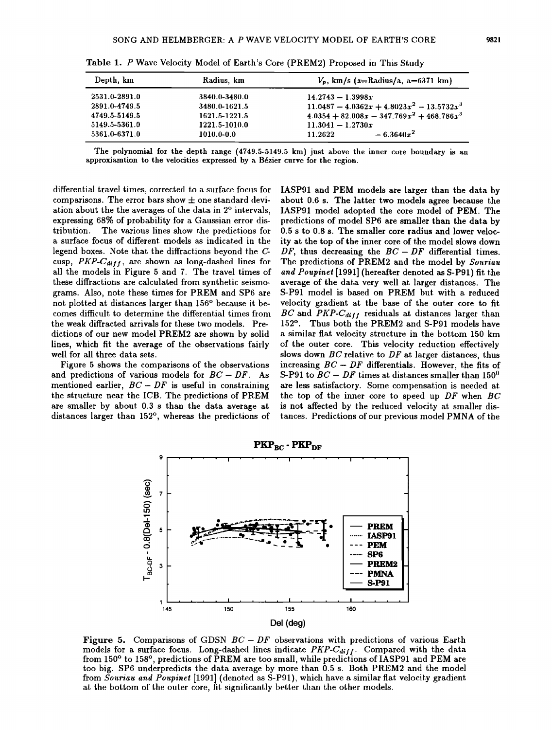**Table 1.** *P* Wave Velocity Model of Earth's Core (PREM2) Proposed in This Study

| Depth, km | Radius, km | $V_p$, km/s ($x$=Radius/a, a=6371 km) |
|---|---|---|
| 2531.0-2891.0 | 3840.0-3480.0 | $14.2743 - 1.3998x$ |
| 2891.0-4749.5 | 3480.0-1621.5 | $11.0487 - 4.0362x + 4.8023x^2 - 13.5732x^3$ |
| 4749.5-5149.5 | 1621.5-1221.5 | $4.0354 + 82.008x - 347.769x^2 + 468.786x^3$ |
| 5149.5-5361.0 | 1221.5-1010.0 | $11.3041 - 1.2730x$ |
| 5361.0-6371.0 | 1010.0-0.0 | $11.2622 \quad - 6.3640x^2$ |

The polynomial for the depth range (4749.5-5149.5 km) just above the inner core boundary is an approxiamtion to the velocities expressed by a Bézier curve for the region.

differential travel times, corrected to a surface focus for comparisons. The error bars show ± one standard deviation about the the averages of the data in 2° intervals, expressing 68% of probability for a Gaussian error distribution. The various lines show the predictions for a surface focus of different models as indicated in the legend boxes. Note that the diffractions beyond the *C*-cusp, *PKP-$C_{diff}$*, are shown as long-dashed lines for all the models in Figure 5 and 7. The travel times of these diffractions are calculated from synthetic seismograms. Also, note these times for PREM and SP6 are not plotted at distances larger than 156° because it becomes difficult to determine the differential times from the weak diffracted arrivals for these two models. Predictions of our new model PREM2 are shown by solid lines, which fit the average of the observations fairly well for all three data sets.

Figure 5 shows the comparisons of the observations and predictions of various models for $BC - DF$. As mentioned earlier, $BC - DF$ is useful in constraining the structure near the ICB. The predictions of PREM are smaller by about 0.3 s than the data average at distances larger than 152°, whereas the predictions of IASP91 and PEM models are larger than the data by about 0.6 s. The latter two models agree because the IASP91 model adopted the core model of PEM. The predictions of model SP6 are smaller than the data by 0.5 s to 0.8 s. The smaller core radius and lower velocity at the top of the inner core of the model slows down *DF*, thus decreasing the $BC - DF$ differential times. The predictions of PREM2 and the model by *Souriau and Poupinet* [1991] (hereafter denoted as S-P91) fit the average of the data very well at larger distances. The S-P91 model is based on PREM but with a reduced velocity gradient at the base of the outer core to fit *BC* and *PKP-$C_{diff}$* residuals at distances larger than 152°. Thus both the PREM2 and S-P91 models have a similar flat velocity structure in the bottom 150 km of the outer core. This velocity reduction effectively slows down *BC* relative to *DF* at larger distances, thus increasing $BC - DF$ differentials. However, the fits of S-P91 to $BC - DF$ times at distances smaller than 150° are less satisfactory. Some compensation is needed at the top of the inner core to speed up *DF* when *BC* is not affected by the reduced velocity at smaller distances. Predictions of our previous model PMNA of the

**Figure 5.** Comparisons of GDSN $BC - DF$ observations with predictions of various Earth models for a surface focus. Long-dashed lines indicate *PKP-$C_{diff}$*. Compared with the data from 150° to 158°, predictions of PREM are too small, while predictions of IASP91 and PEM are too big. SP6 underpredicts the data average by more than 0.5 s. Both PREM2 and the model from *Souriau and Poupinet* [1991] (denoted as S-P91), which have a similar flat velocity gradient at the bottom of the outer core, fit significantly better than the other models.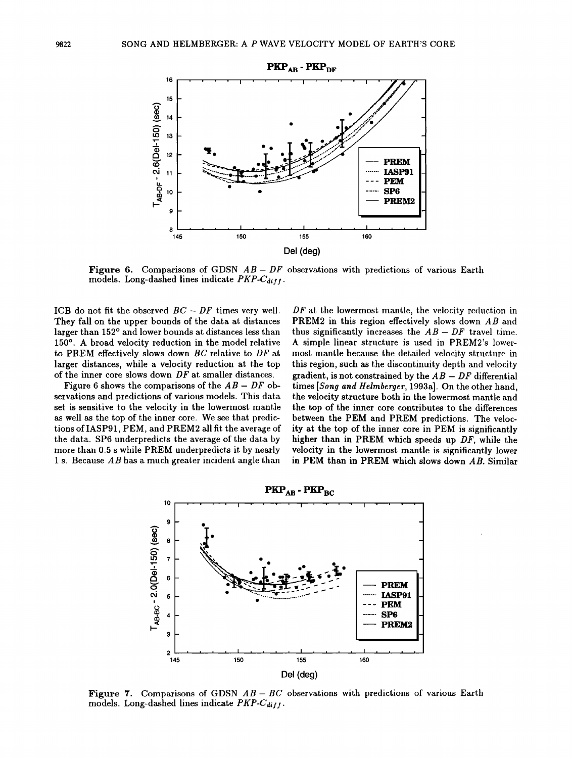**Figure 6.** Comparisons of GDSN $AB - DF$ observations with predictions of various Earth models. Long-dashed lines indicate *PKP-C*$_{diff}$.

ICB do not fit the observed $BC - DF$ times very well. They fall on the upper bounds of the data at distances larger than 152° and lower bounds at distances less than 150°. A broad velocity reduction in the model relative to PREM effectively slows down $BC$ relative to $DF$ at larger distances, while a velocity reduction at the top of the inner core slows down $DF$ at smaller distances.

Figure 6 shows the comparisons of the $AB - DF$ observations and predictions of various models. This data set is sensitive to the velocity in the lowermost mantle as well as the top of the inner core. We see that predictions of IASP91, PEM, and PREM2 all fit the average of the data. SP6 underpredicts the average of the data by more than 0.5 s while PREM underpredicts it by nearly 1 s. Because $AB$ has a much greater incident angle than $DF$ at the lowermost mantle, the velocity reduction in PREM2 in this region effectively slows down $AB$ and thus significantly increases the $AB - DF$ travel time. A simple linear structure is used in PREM2's lowermost mantle because the detailed velocity structure in this region, such as the discontinuity depth and velocity gradient, is not constrained by the $AB - DF$ differential times [*Song and Helmberger*, 1993a]. On the other hand, the velocity structure both in the lowermost mantle and the top of the inner core contributes to the differences between the PEM and PREM predictions. The velocity at the top of the inner core in PEM is significantly higher than in PREM which speeds up $DF$, while the velocity in the lowermost mantle is significantly lower in PEM than in PREM which slows down $AB$. Similar

**Figure 7.** Comparisons of GDSN $AB - BC$ observations with predictions of various Earth models. Long-dashed lines indicate *PKP-C*$_{diff}$.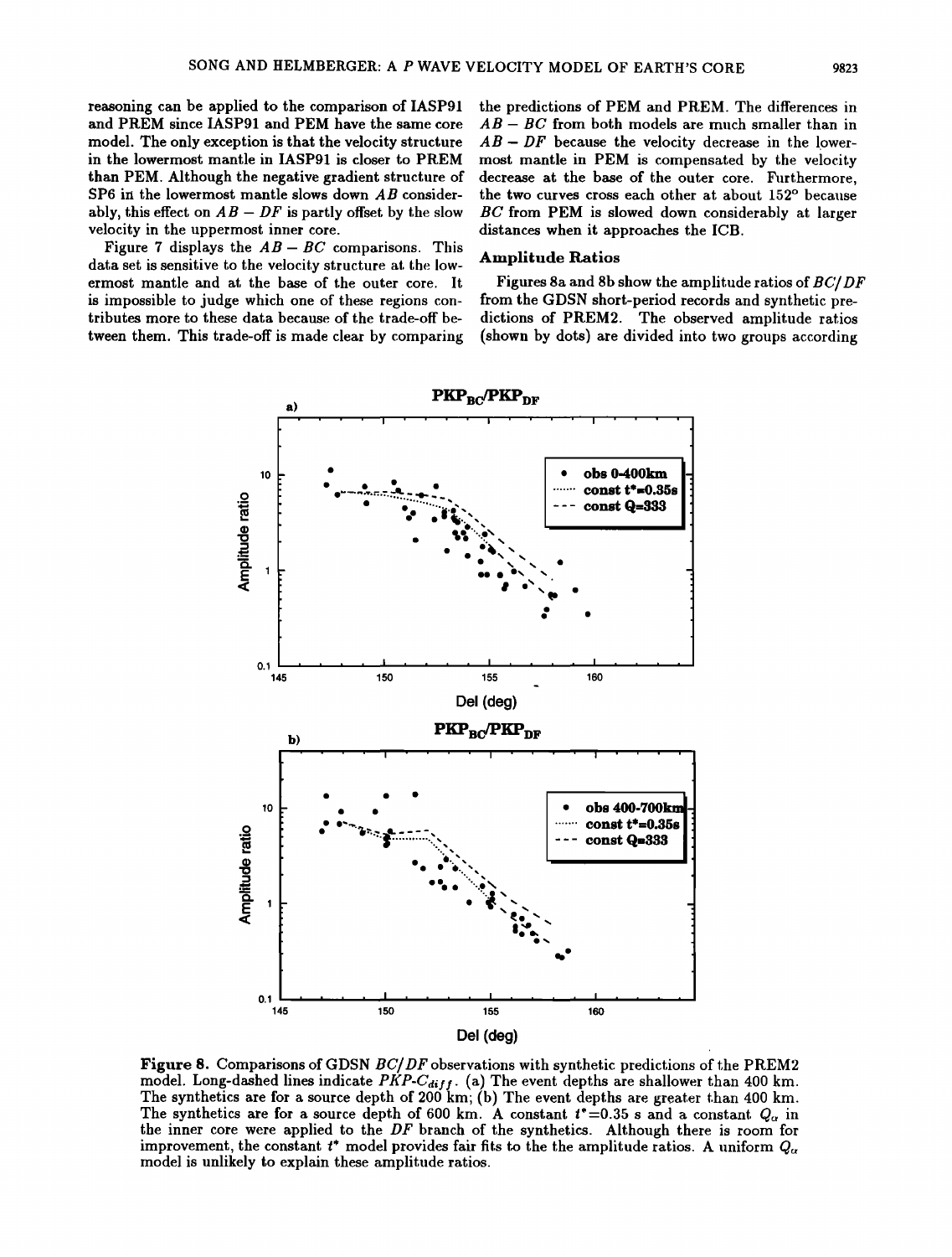reasoning can be applied to the comparison of IASP91 and PREM since IASP91 and PEM have the same core model. The only exception is that the velocity structure in the lowermost mantle in IASP91 is closer to PREM than PEM. Although the negative gradient structure of SP6 in the lowermost mantle slows down $AB$ considerably, this effect on $AB - DF$ is partly offset by the slow velocity in the uppermost inner core.

Figure 7 displays the $AB - BC$ comparisons. This data set is sensitive to the velocity structure at the lowermost mantle and at the base of the outer core. It is impossible to judge which one of these regions contributes more to these data because of the trade-off between them. This trade-off is made clear by comparing the predictions of PEM and PREM. The differences in $AB - BC$ from both models are much smaller than in $AB - DF$ because the velocity decrease in the lowermost mantle in PEM is compensated by the velocity decrease at the base of the outer core. Furthermore, the two curves cross each other at about 152° because $BC$ from PEM is slowed down considerably at larger distances when it approaches the ICB.

## Amplitude Ratios

Figures 8a and 8b show the amplitude ratios of $BC/DF$ from the GDSN short-period records and synthetic predictions of PREM2. The observed amplitude ratios (shown by dots) are divided into two groups according

**Figure 8.** Comparisons of GDSN $BC/DF$ observations with synthetic predictions of the PREM2 model. Long-dashed lines indicate $PKP\text{-}C_{diff}$. (a) The event depths are shallower than 400 km. The synthetics are for a source depth of 200 km; (b) The event depths are greater than 400 km. The synthetics are for a source depth of 600 km. A constant $t^*$=0.35 s and a constant $Q_\alpha$ in the inner core were applied to the $DF$ branch of the synthetics. Although there is room for improvement, the constant $t^*$ model provides fair fits to the the amplitude ratios. A uniform $Q_\alpha$ model is unlikely to explain these amplitude ratios.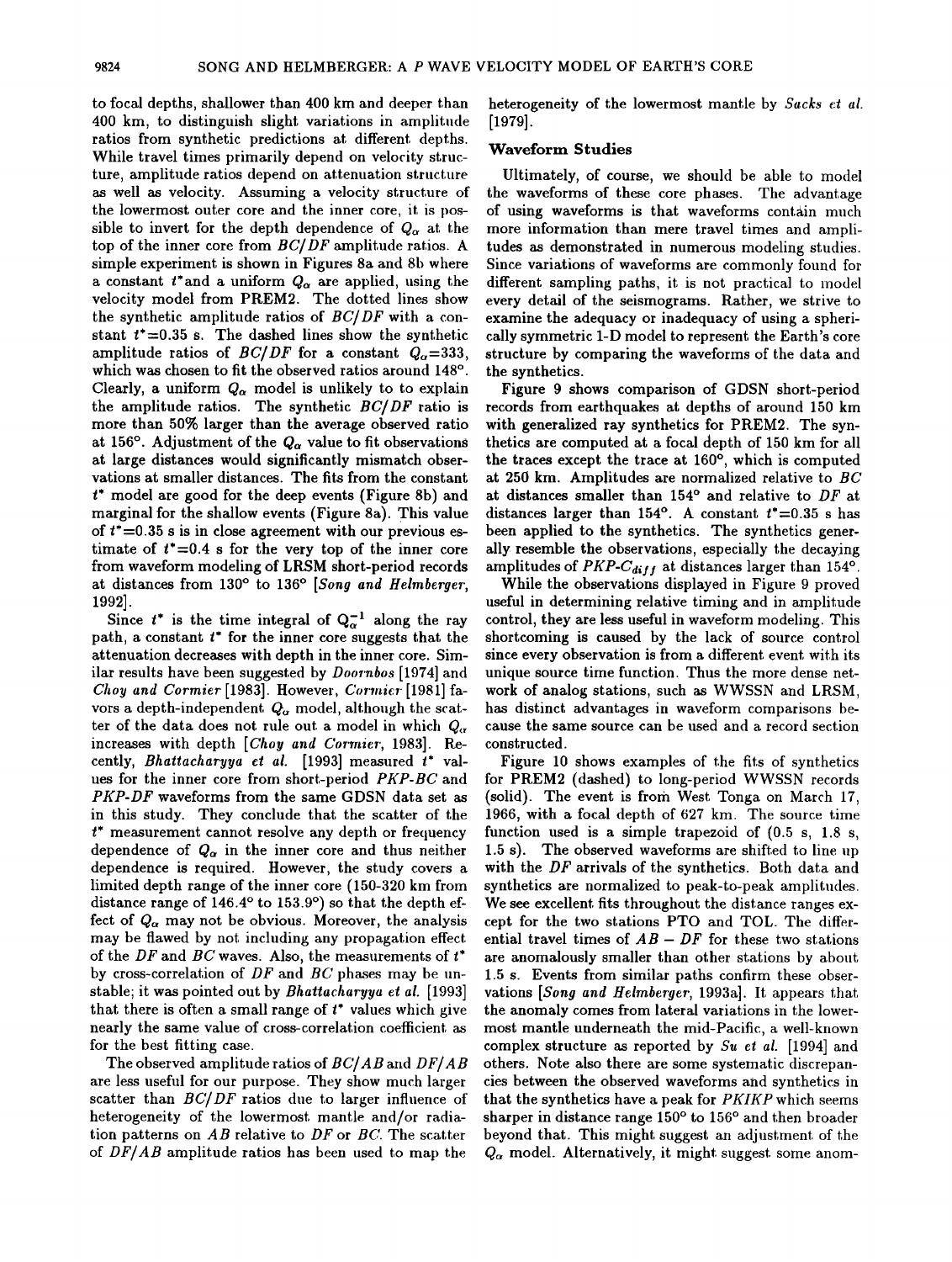to focal depths, shallower than 400 km and deeper than 400 km, to distinguish slight variations in amplitude ratios from synthetic predictions at different depths. While travel times primarily depend on velocity structure, amplitude ratios depend on attenuation structure as well as velocity. Assuming a velocity structure of the lowermost outer core and the inner core, it is possible to invert for the depth dependence of $Q_\alpha$ at the top of the inner core from $BC/DF$ amplitude ratios. A simple experiment is shown in Figures 8a and 8b where a constant $t^*$ and a uniform $Q_\alpha$ are applied, using the velocity model from PREM2. The dotted lines show the synthetic amplitude ratios of $BC/DF$ with a constant $t^*$=0.35 s. The dashed lines show the synthetic amplitude ratios of $BC/DF$ for a constant $Q_\alpha$=333, which was chosen to fit the observed ratios around 148°. Clearly, a uniform $Q_\alpha$ model is unlikely to to explain the amplitude ratios. The synthetic $BC/DF$ ratio is more than 50% larger than the average observed ratio at 156°. Adjustment of the $Q_\alpha$ value to fit observations at large distances would significantly mismatch observations at smaller distances. The fits from the constant $t^*$ model are good for the deep events (Figure 8b) and marginal for the shallow events (Figure 8a). This value of $t^*$=0.35 s is in close agreement with our previous estimate of $t^*$=0.4 s for the very top of the inner core from waveform modeling of LRSM short-period records at distances from 130° to 136° [*Song and Helmberger*, 1992].

Since $t^*$ is the time integral of $Q_\alpha^{-1}$ along the ray path, a constant $t^*$ for the inner core suggests that the attenuation decreases with depth in the inner core. Similar results have been suggested by *Doornbos* [1974] and *Choy and Cormier* [1983]. However, *Cormier* [1981] favors a depth-independent $Q_\alpha$ model, although the scatter of the data does not rule out a model in which $Q_\alpha$ increases with depth [*Choy and Cormier*, 1983]. Recently, *Bhattacharyya et al.* [1993] measured $t^*$ values for the inner core from short-period *PKP-BC* and *PKP-DF* waveforms from the same GDSN data set as in this study. They conclude that the scatter of the $t^*$ measurement cannot resolve any depth or frequency dependence of $Q_\alpha$ in the inner core and thus neither dependence is required. However, the study covers a limited depth range of the inner core (150-320 km from distance range of 146.4° to 153.9°) so that the depth effect of $Q_\alpha$ may not be obvious. Moreover, the analysis may be flawed by not including any propagation effect of the $DF$ and $BC$ waves. Also, the measurements of $t^*$ by cross-correlation of $DF$ and $BC$ phases may be unstable; it was pointed out by *Bhattacharyya et al.* [1993] that there is often a small range of $t^*$ values which give nearly the same value of cross-correlation coefficient as for the best fitting case.

The observed amplitude ratios of $BC/AB$ and $DF/AB$ are less useful for our purpose. They show much larger scatter than $BC/DF$ ratios due to larger influence of heterogeneity of the lowermost mantle and/or radiation patterns on $AB$ relative to $DF$ or $BC$. The scatter of $DF/AB$ amplitude ratios has been used to map the heterogeneity of the lowermost mantle by *Sacks et al.* [1979].

### Waveform Studies

Ultimately, of course, we should be able to model the waveforms of these core phases. The advantage of using waveforms is that waveforms contain much more information than mere travel times and amplitudes as demonstrated in numerous modeling studies. Since variations of waveforms are commonly found for different sampling paths, it is not practical to model every detail of the seismograms. Rather, we strive to examine the adequacy or inadequacy of using a spherically symmetric 1-D model to represent the Earth's core structure by comparing the waveforms of the data and the synthetics.

Figure 9 shows comparison of GDSN short-period records from earthquakes at depths of around 150 km with generalized ray synthetics for PREM2. The synthetics are computed at a focal depth of 150 km for all the traces except the trace at 160°, which is computed at 250 km. Amplitudes are normalized relative to $BC$ at distances smaller than 154° and relative to $DF$ at distances larger than 154°. A constant $t^*$=0.35 s has been applied to the synthetics. The synthetics generally resemble the observations, especially the decaying amplitudes of $PKP\text{-}C_{diff}$ at distances larger than 154°.

While the observations displayed in Figure 9 proved useful in determining relative timing and in amplitude control, they are less useful in waveform modeling. This shortcoming is caused by the lack of source control since every observation is from a different event with its unique source time function. Thus the more dense network of analog stations, such as WWSSN and LRSM, has distinct advantages in waveform comparisons because the same source can be used and a record section constructed.

Figure 10 shows examples of the fits of synthetics for PREM2 (dashed) to long-period WWSSN records (solid). The event is from West Tonga on March 17, 1966, with a focal depth of 627 km. The source time function used is a simple trapezoid of (0.5 s, 1.8 s, 1.5 s). The observed waveforms are shifted to line up with the $DF$ arrivals of the synthetics. Both data and synthetics are normalized to peak-to-peak amplitudes. We see excellent fits throughout the distance ranges except for the two stations PTO and TOL. The differential travel times of $AB - DF$ for these two stations are anomalously smaller than other stations by about 1.5 s. Events from similar paths confirm these observations [*Song and Helmberger*, 1993a]. It appears that the anomaly comes from lateral variations in the lowermost mantle underneath the mid-Pacific, a well-known complex structure as reported by *Su et al.* [1994] and others. Note also there are some systematic discrepancies between the observed waveforms and synthetics in that the synthetics have a peak for *PKIKP* which seems sharper in distance range 150° to 156° and then broader beyond that. This might suggest an adjustment of the $Q_\alpha$ model. Alternatively, it might suggest some anom-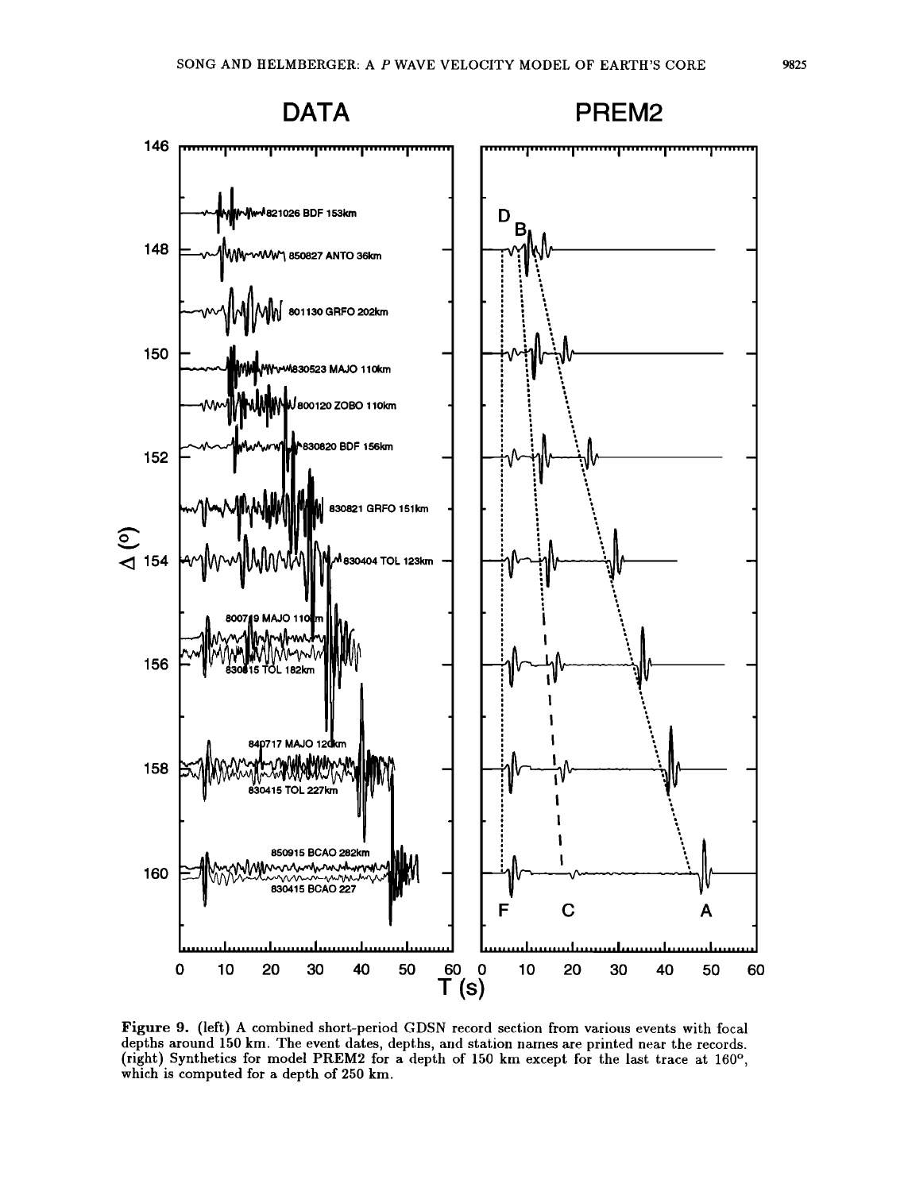Figure 9. (left) A combined short-period GDSN record section from various events with focal depths around 150 km. The event dates, depths, and station names are printed near the records. (right) Synthetics for model PREM2 for a depth of 150 km except for the last trace at 160°, which is computed for a depth of 250 km.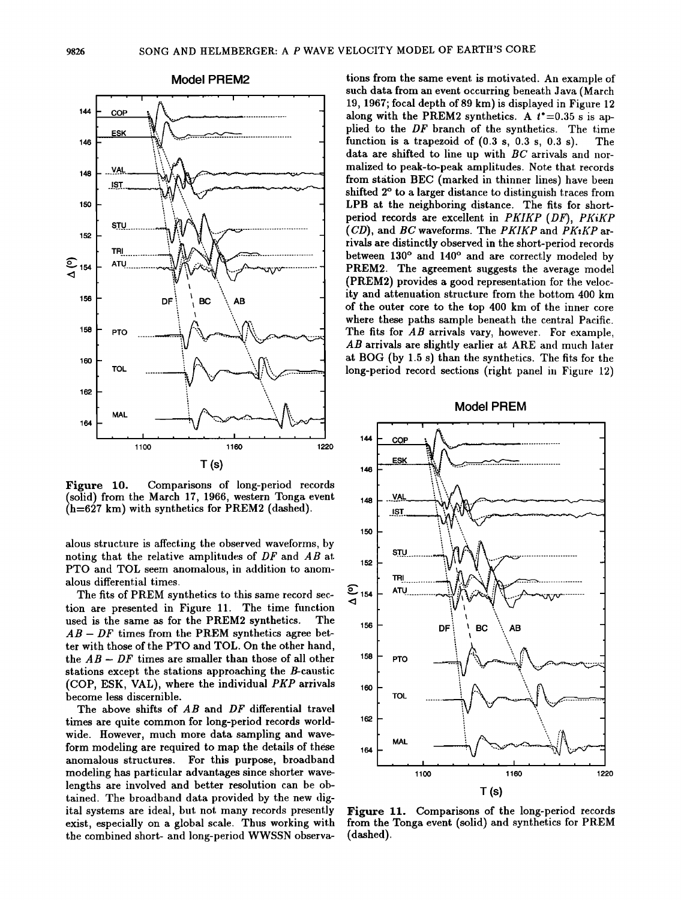Figure 10. Comparisons of long-period records (solid) from the March 17, 1966, western Tonga event (h=627 km) with synthetics for PREM2 (dashed).

alous structure is affecting the observed waveforms, by noting that the relative amplitudes of *DF* and *AB* at PTO and TOL seem anomalous, in addition to anomalous differential times.

The fits of PREM synthetics to this same record section are presented in Figure 11. The time function used is the same as for the PREM2 synthetics. The $AB - DF$ times from the PREM synthetics agree better with those of the PTO and TOL. On the other hand, the $AB - DF$ times are smaller than those of all other stations except the stations approaching the *B*-caustic (COP, ESK, VAL), where the individual *PKP* arrivals become less discernible.

The above shifts of *AB* and *DF* differential travel times are quite common for long-period records worldwide. However, much more data sampling and waveform modeling are required to map the details of these anomalous structures. For this purpose, broadband modeling has particular advantages since shorter wavelengths are involved and better resolution can be obtained. The broadband data provided by the new digital systems are ideal, but not many records presently exist, especially on a global scale. Thus working with the combined short- and long-period WWSSN observations from the same event is motivated. An example of such data from an event occurring beneath Java (March 19, 1967; focal depth of 89 km) is displayed in Figure 12 along with the PREM2 synthetics. A $t^*$=0.35 s is applied to the *DF* branch of the synthetics. The time function is a trapezoid of (0.3 s, 0.3 s, 0.3 s). The data are shifted to line up with *BC* arrivals and normalized to peak-to-peak amplitudes. Note that records from station BEC (marked in thinner lines) have been shifted 2° to a larger distance to distinguish traces from LPB at the neighboring distance. The fits for short-period records are excellent in *PKIKP* (*DF*), *PKiKP* (*CD*), and *BC* waveforms. The *PKIKP* and *PKiKP* arrivals are distinctly observed in the short-period records between 130° and 140° and are correctly modeled by PREM2. The agreement suggests the average model (PREM2) provides a good representation for the velocity and attenuation structure from the bottom 400 km of the outer core to the top 400 km of the inner core where these paths sample beneath the central Pacific. The fits for *AB* arrivals vary, however. For example, *AB* arrivals are slightly earlier at ARE and much later at BOG (by 1.5 s) than the synthetics. The fits for the long-period record sections (right panel in Figure 12)

Figure 11. Comparisons of the long-period records from the Tonga event (solid) and synthetics for PREM (dashed).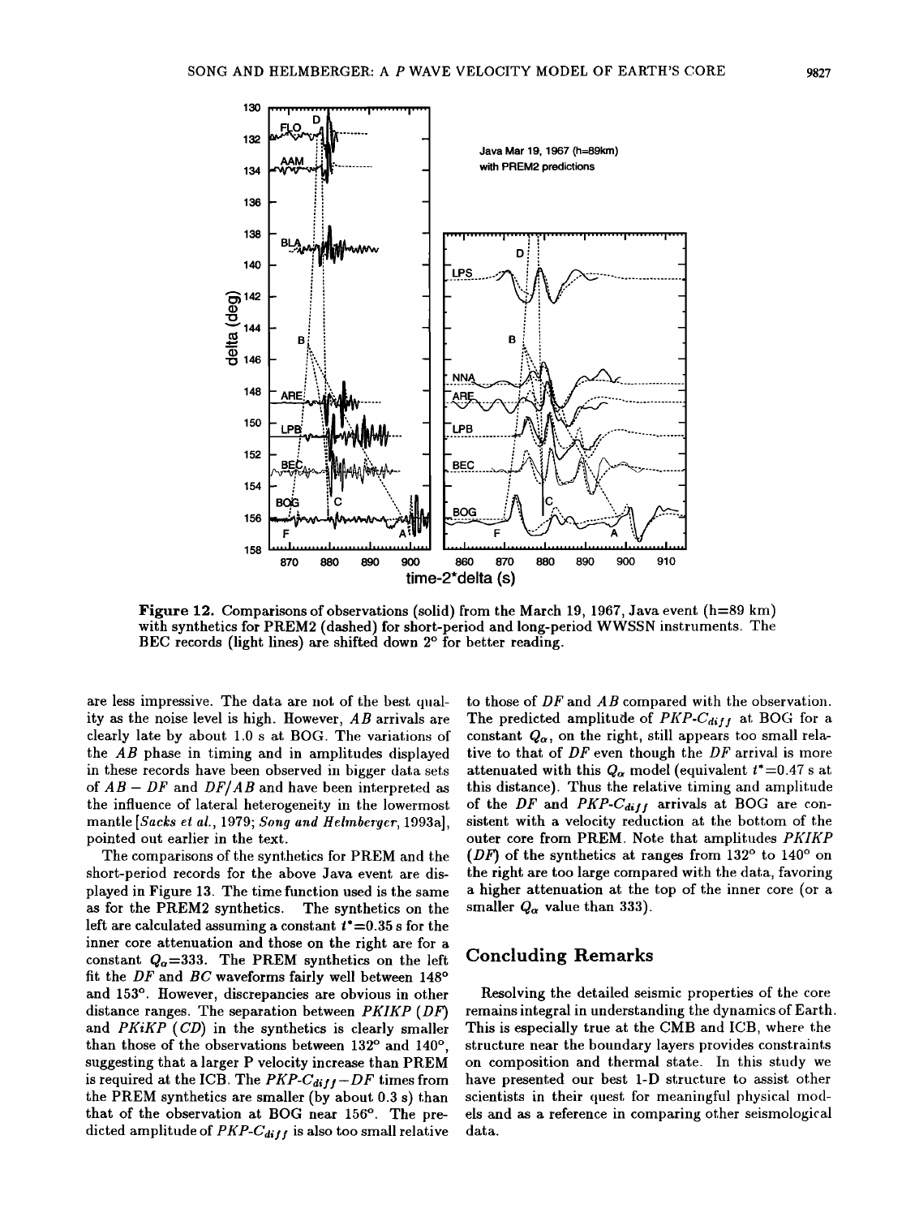Figure 12. Comparisons of observations (solid) from the March 19, 1967, Java event (h=89 km) with synthetics for PREM2 (dashed) for short-period and long-period WWSSN instruments. The BEC records (light lines) are shifted down 2° for better reading.

are less impressive. The data are not of the best quality as the noise level is high. However, $AB$ arrivals are clearly late by about 1.0 s at BOG. The variations of the $AB$ phase in timing and in amplitudes displayed in these records have been observed in bigger data sets of $AB - DF$ and $DF/AB$ and have been interpreted as the influence of lateral heterogeneity in the lowermost mantle [*Sacks et al.*, 1979; *Song and Helmberger*, 1993a], pointed out earlier in the text.

The comparisons of the synthetics for PREM and the short-period records for the above Java event are displayed in Figure 13. The time function used is the same as for the PREM2 synthetics. The synthetics on the left are calculated assuming a constant $t^*$=0.35 s for the inner core attenuation and those on the right are for a constant $Q_\alpha$=333. The PREM synthetics on the left fit the $DF$ and $BC$ waveforms fairly well between 148° and 153°. However, discrepancies are obvious in other distance ranges. The separation between $PKIKP$ ($DF$) and $PKiKP$ ($CD$) in the synthetics is clearly smaller than those of the observations between 132° and 140°, suggesting that a larger P velocity increase than PREM is required at the ICB. The $PKP$-$C_{diff}-DF$ times from the PREM synthetics are smaller (by about 0.3 s) than that of the observation at BOG near 156°. The predicted amplitude of $PKP$-$C_{diff}$ is also too small relative to those of $DF$ and $AB$ compared with the observation. The predicted amplitude of $PKP$-$C_{diff}$ at BOG for a constant $Q_\alpha$, on the right, still appears too small relative to that of $DF$ even though the $DF$ arrival is more attenuated with this $Q_\alpha$ model (equivalent $t^*$=0.47 s at this distance). Thus the relative timing and amplitude of the $DF$ and $PKP$-$C_{diff}$ arrivals at BOG are consistent with a velocity reduction at the bottom of the outer core from PREM. Note that amplitudes $PKIKP$ ($DF$) of the synthetics at ranges from 132° to 140° on the right are too large compared with the data, favoring a higher attenuation at the top of the inner core (or a smaller $Q_\alpha$ value than 333).

## Concluding Remarks

Resolving the detailed seismic properties of the core remains integral in understanding the dynamics of Earth. This is especially true at the CMB and ICB, where the structure near the boundary layers provides constraints on composition and thermal state. In this study we have presented our best 1-D structure to assist other scientists in their quest for meaningful physical models and as a reference in comparing other seismological data.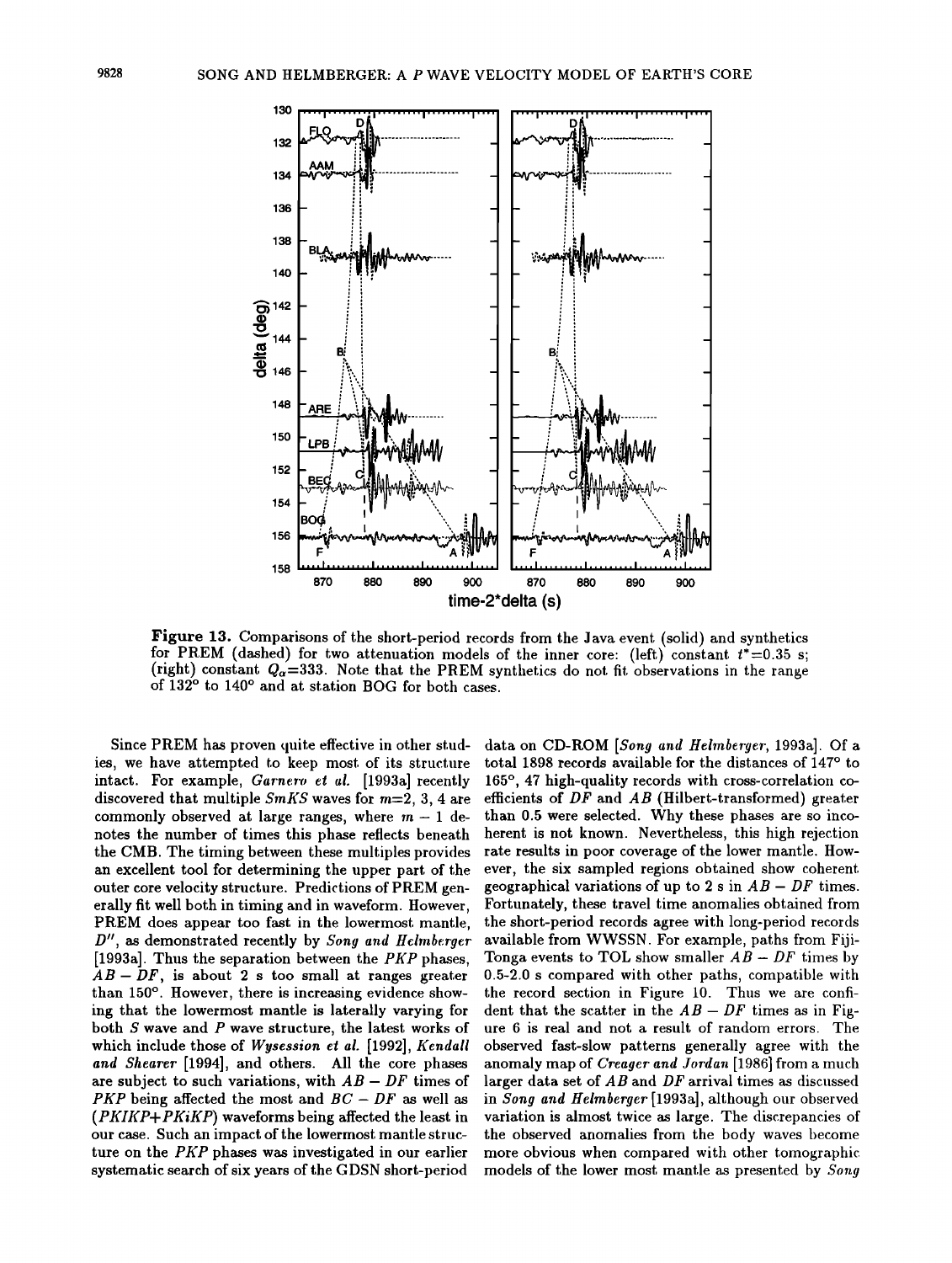**Figure 13.** Comparisons of the short-period records from the Java event (solid) and synthetics for PREM (dashed) for two attenuation models of the inner core: (left) constant $t^*$=0.35 s; (right) constant $Q_\alpha$=333. Note that the PREM synthetics do not fit observations in the range of 132° to 140° and at station BOG for both cases.

Since PREM has proven quite effective in other studies, we have attempted to keep most of its structure intact. For example, *Garnero et al.* [1993a] recently discovered that multiple *SmKS* waves for *m*=2, 3, 4 are commonly observed at large ranges, where $m-1$ denotes the number of times this phase reflects beneath the CMB. The timing between these multiples provides an excellent tool for determining the upper part of the outer core velocity structure. Predictions of PREM generally fit well both in timing and in waveform. However, PREM does appear too fast in the lowermost mantle, $D''$, as demonstrated recently by *Song and Helmberger* [1993a]. Thus the separation between the *PKP* phases, $AB - DF$, is about 2 s too small at ranges greater than 150°. However, there is increasing evidence showing that the lowermost mantle is laterally varying for both *S* wave and *P* wave structure, the latest works of which include those of *Wysession et al.* [1992], *Kendall and Shearer* [1994], and others. All the core phases are subject to such variations, with $AB - DF$ times of *PKP* being affected the most and $BC - DF$ as well as (*PKIKP*+*PKiKP*) waveforms being affected the least in our case. Such an impact of the lowermost mantle structure on the *PKP* phases was investigated in our earlier systematic search of six years of the GDSN short-period data on CD-ROM [*Song and Helmberger*, 1993a]. Of a total 1898 records available for the distances of 147° to 165°, 47 high-quality records with cross-correlation coefficients of *DF* and *AB* (Hilbert-transformed) greater than 0.5 were selected. Why these phases are so incoherent is not known. Nevertheless, this high rejection rate results in poor coverage of the lower mantle. However, the six sampled regions obtained show coherent geographical variations of up to 2 s in $AB - DF$ times. Fortunately, these travel time anomalies obtained from the short-period records agree with long-period records available from WWSSN. For example, paths from Fiji-Tonga events to TOL show smaller $AB - DF$ times by 0.5-2.0 s compared with other paths, compatible with the record section in Figure 10. Thus we are confident that the scatter in the $AB - DF$ times as in Figure 6 is real and not a result of random errors. The observed fast-slow patterns generally agree with the anomaly map of *Creager and Jordan* [1986] from a much larger data set of *AB* and *DF* arrival times as discussed in *Song and Helmberger* [1993a], although our observed variation is almost twice as large. The discrepancies of the observed anomalies from the body waves become more obvious when compared with other tomographic models of the lower most mantle as presented by *Song*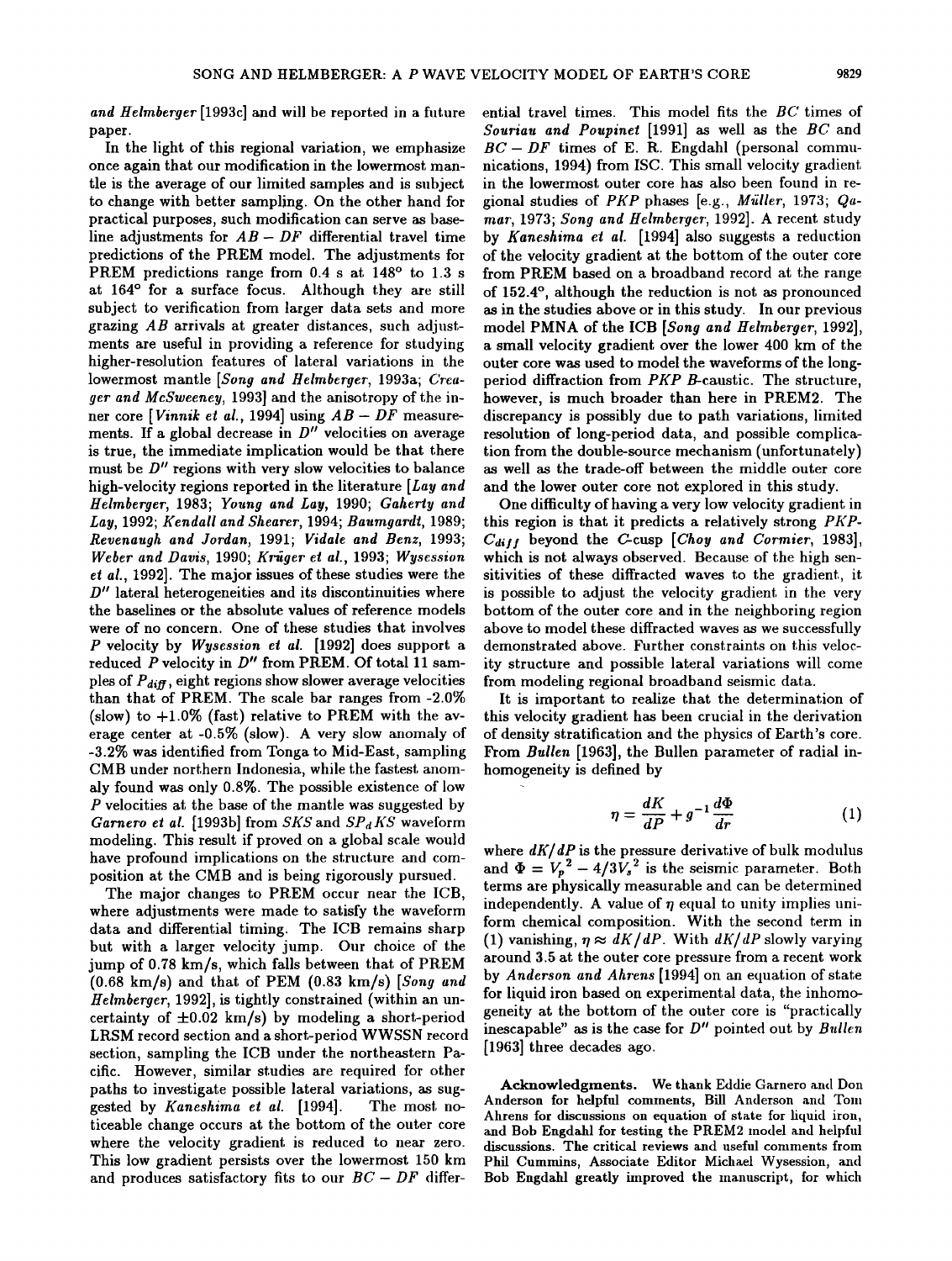*and Helmberger* [1993c] and will be reported in a future paper.

In the light of this regional variation, we emphasize once again that our modification in the lowermost mantle is the average of our limited samples and is subject to change with better sampling. On the other hand for practical purposes, such modification can serve as baseline adjustments for $AB - DF$ differential travel time predictions of the PREM model. The adjustments for PREM predictions range from 0.4 s at 148° to 1.3 s at 164° for a surface focus. Although they are still subject to verification from larger data sets and more grazing $AB$ arrivals at greater distances, such adjustments are useful in providing a reference for studying higher-resolution features of lateral variations in the lowermost mantle [*Song and Helmberger*, 1993a; *Creager and McSweeney*, 1993] and the anisotropy of the inner core [*Vinnik et al.*, 1994] using $AB - DF$ measurements. If a global decrease in $D''$ velocities on average is true, the immediate implication would be that there must be $D''$ regions with very slow velocities to balance high-velocity regions reported in the literature [*Lay and Helmberger*, 1983; *Young and Lay*, 1990; *Gaherty and Lay*, 1992; *Kendall and Shearer*, 1994; *Baumgardt*, 1989; *Revenaugh and Jordan*, 1991; *Vidale and Benz*, 1993; *Weber and Davis*, 1990; *Krüger et al.*, 1993; *Wysession et al.*, 1992]. The major issues of these studies were the $D''$ lateral heterogeneities and its discontinuities where the baselines or the absolute values of reference models were of no concern. One of these studies that involves $P$ velocity by *Wysession et al.* [1992] does support a reduced $P$ velocity in $D''$ from PREM. Of total 11 samples of $P_{diff}$, eight regions show slower average velocities than that of PREM. The scale bar ranges from -2.0% (slow) to +1.0% (fast) relative to PREM with the average center at -0.5% (slow). A very slow anomaly of -3.2% was identified from Tonga to Mid-East, sampling CMB under northern Indonesia, while the fastest anomaly found was only 0.8%. The possible existence of low $P$ velocities at the base of the mantle was suggested by *Garnero et al.* [1993b] from $SKS$ and $SP_dKS$ waveform modeling. This result if proved on a global scale would have profound implications on the structure and composition at the CMB and is being rigorously pursued.

The major changes to PREM occur near the ICB, where adjustments were made to satisfy the waveform data and differential timing. The ICB remains sharp but with a larger velocity jump. Our choice of the jump of 0.78 km/s, which falls between that of PREM (0.68 km/s) and that of PEM (0.83 km/s) [*Song and Helmberger*, 1992], is tightly constrained (within an uncertainty of ±0.02 km/s) by modeling a short-period LRSM record section and a short-period WWSSN record section, sampling the ICB under the northeastern Pacific. However, similar studies are required for other paths to investigate possible lateral variations, as suggested by *Kaneshima et al.* [1994]. The most noticeable change occurs at the bottom of the outer core where the velocity gradient is reduced to near zero. This low gradient persists over the lowermost 150 km and produces satisfactory fits to our $BC - DF$ differential travel times. This model fits the $BC$ times of *Souriau and Poupinet* [1991] as well as the $BC$ and $BC - DF$ times of E. R. Engdahl (personal communications, 1994) from ISC. This small velocity gradient in the lowermost outer core has also been found in regional studies of $PKP$ phases [e.g., *Müller*, 1973; *Qamar*, 1973; *Song and Helmberger*, 1992]. A recent study by *Kaneshima et al.* [1994] also suggests a reduction of the velocity gradient at the bottom of the outer core from PREM based on a broadband record at the range of 152.4°, although the reduction is not as pronounced as in the studies above or in this study. In our previous model PMNA of the ICB [*Song and Helmberger*, 1992], a small velocity gradient over the lower 400 km of the outer core was used to model the waveforms of the long-period diffraction from $PKP$ $B$-caustic. The structure, however, is much broader than here in PREM2. The discrepancy is possibly due to path variations, limited resolution of long-period data, and possible complication from the double-source mechanism (unfortunately) as well as the trade-off between the middle outer core and the lower outer core not explored in this study.

One difficulty of having a very low velocity gradient in this region is that it predicts a relatively strong $PKP$-$C_{diff}$ beyond the $C$-cusp [*Choy and Cormier*, 1983], which is not always observed. Because of the high sensitivities of these diffracted waves to the gradient, it is possible to adjust the velocity gradient in the very bottom of the outer core and in the neighboring region above to model these diffracted waves as we successfully demonstrated above. Further constraints on this velocity structure and possible lateral variations will come from modeling regional broadband seismic data.

It is important to realize that the determination of this velocity gradient has been crucial in the derivation of density stratification and the physics of Earth's core. From *Bullen* [1963], the Bullen parameter of radial inhomogeneity is defined by

$$\eta = \frac{dK}{dP} + g^{-1}\frac{d\Phi}{dr} \tag{1}$$

where $dK/dP$ is the pressure derivative of bulk modulus and $\Phi = V_p{}^2 - 4/3V_s{}^2$ is the seismic parameter. Both terms are physically measurable and can be determined independently. A value of $\eta$ equal to unity implies uniform chemical composition. With the second term in (1) vanishing, $\eta \approx dK/dP$. With $dK/dP$ slowly varying around 3.5 at the outer core pressure from a recent work by *Anderson and Ahrens* [1994] on an equation of state for liquid iron based on experimental data, the inhomogeneity at the bottom of the outer core is "practically inescapable" as is the case for $D''$ pointed out by *Bullen* [1963] three decades ago.

**Acknowledgments.** We thank Eddie Garnero and Don Anderson for helpful comments, Bill Anderson and Tom Ahrens for discussions on equation of state for liquid iron, and Bob Engdahl for testing the PREM2 model and helpful discussions. The critical reviews and useful comments from Phil Cummins, Associate Editor Michael Wysession, and Bob Engdahl greatly improved the manuscript, for which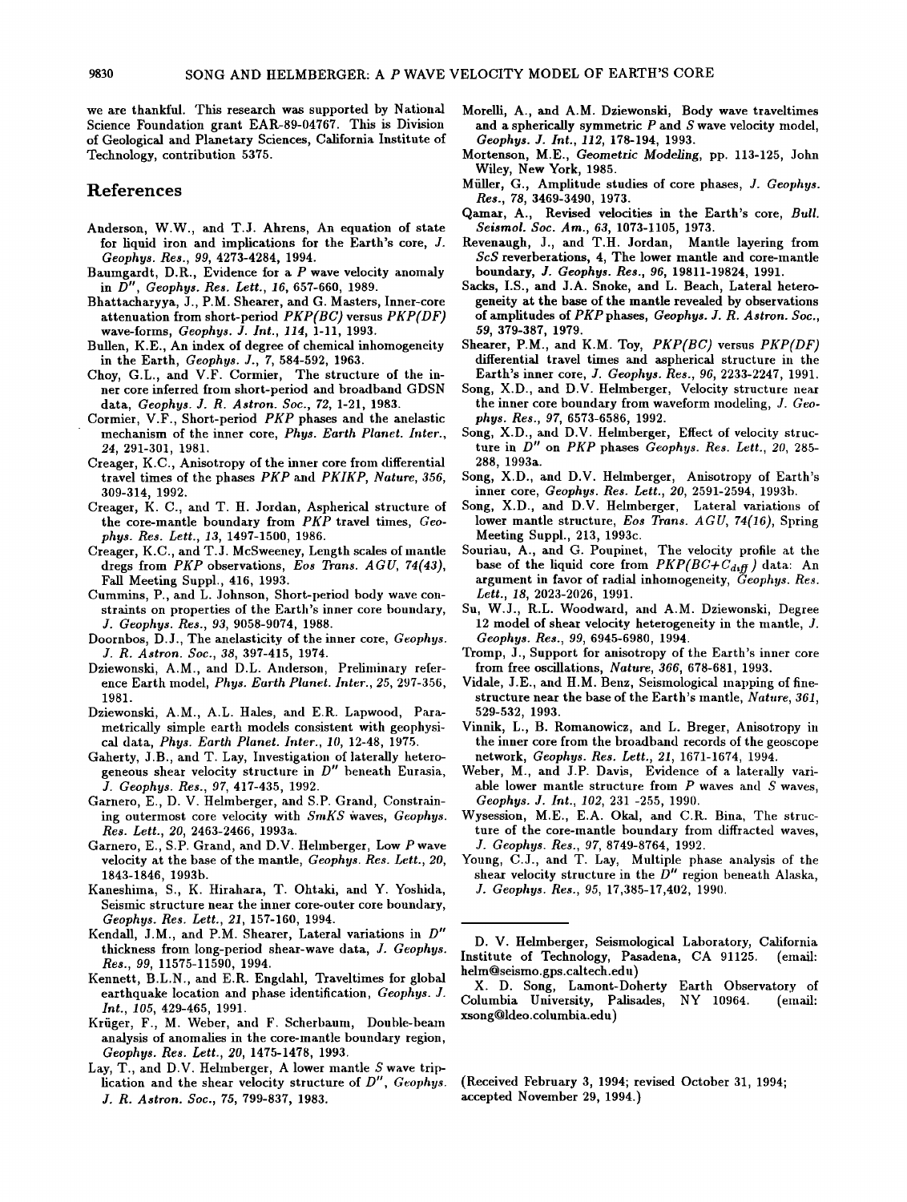we are thankful. This research was supported by National Science Foundation grant EAR-89-04767. This is Division of Geological and Planetary Sciences, California Institute of Technology, contribution 5375.

## References

Anderson, W.W., and T.J. Ahrens, An equation of state for liquid iron and implications for the Earth's core, *J. Geophys. Res.*, *99*, 4273-4284, 1994.

Baumgardt, D.R., Evidence for a *P* wave velocity anomaly in $D''$, *Geophys. Res. Lett.*, *16*, 657-660, 1989.

Bhattacharyya, J., P.M. Shearer, and G. Masters, Inner-core attenuation from short-period *PKP(BC)* versus *PKP(DF)* wave-forms, *Geophys. J. Int.*, *114*, 1-11, 1993.

Bullen, K.E., An index of degree of chemical inhomogeneity in the Earth, *Geophys. J.*, *7*, 584-592, 1963.

Choy, G.L., and V.F. Cormier, The structure of the inner core inferred from short-period and broadband GDSN data, *Geophys. J. R. Astron. Soc.*, *72*, 1-21, 1983.

Cormier, V.F., Short-period *PKP* phases and the anelastic mechanism of the inner core, *Phys. Earth Planet. Inter.*, *24*, 291-301, 1981.

Creager, K.C., Anisotropy of the inner core from differential travel times of the phases *PKP* and *PKIKP*, *Nature*, *356*, 309-314, 1992.

Creager, K. C., and T. H. Jordan, Aspherical structure of the core-mantle boundary from *PKP* travel times, *Geophys. Res. Lett.*, *13*, 1497-1500, 1986.

Creager, K.C., and T.J. McSweeney, Length scales of mantle dregs from *PKP* observations, *Eos Trans. AGU*, *74(43)*, Fall Meeting Suppl., 416, 1993.

Cummins, P., and L. Johnson, Short-period body wave constraints on properties of the Earth's inner core boundary, *J. Geophys. Res.*, *93*, 9058-9074, 1988.

Doornbos, D.J., The anelasticity of the inner core, *Geophys. J. R. Astron. Soc.*, *38*, 397-415, 1974.

Dziewonski, A.M., and D.L. Anderson, Preliminary reference Earth model, *Phys. Earth Planet. Inter.*, *25*, 297-356, 1981.

Dziewonski, A.M., A.L. Hales, and E.R. Lapwood, Parametrically simple earth models consistent with geophysical data, *Phys. Earth Planet. Inter.*, *10*, 12-48, 1975.

Gaherty, J.B., and T. Lay, Investigation of laterally heterogeneous shear velocity structure in $D''$ beneath Eurasia, *J. Geophys. Res.*, *97*, 417-435, 1992.

Garnero, E., D. V. Helmberger, and S.P. Grand, Constraining outermost core velocity with *SmKS* waves, *Geophys. Res. Lett.*, *20*, 2463-2466, 1993a.

Garnero, E., S.P. Grand, and D.V. Helmberger, Low *P* wave velocity at the base of the mantle, *Geophys. Res. Lett.*, *20*, 1843-1846, 1993b.

Kaneshima, S., K. Hirahara, T. Ohtaki, and Y. Yoshida, Seismic structure near the inner core-outer core boundary, *Geophys. Res. Lett.*, *21*, 157-160, 1994.

Kendall, J.M., and P.M. Shearer, Lateral variations in $D''$ thickness from long-period shear-wave data, *J. Geophys. Res.*, *99*, 11575-11590, 1994.

Kennett, B.L.N., and E.R. Engdahl, Traveltimes for global earthquake location and phase identification, *Geophys. J. Int.*, *105*, 429-465, 1991.

Krüger, F., M. Weber, and F. Scherbaum, Double-beam analysis of anomalies in the core-mantle boundary region, *Geophys. Res. Lett.*, *20*, 1475-1478, 1993.

Lay, T., and D.V. Helmberger, A lower mantle *S* wave triplication and the shear velocity structure of $D''$, *Geophys. J. R. Astron. Soc.*, *75*, 799-837, 1983.

Morelli, A., and A.M. Dziewonski, Body wave traveltimes and a spherically symmetric *P* and *S* wave velocity model, *Geophys. J. Int.*, *112*, 178-194, 1993.

Mortenson, M.E., *Geometric Modeling*, pp. 113-125, John Wiley, New York, 1985.

Müller, G., Amplitude studies of core phases, *J. Geophys. Res.*, *78*, 3469-3490, 1973.

Qamar, A., Revised velocities in the Earth's core, *Bull. Seismol. Soc. Am.*, *63*, 1073-1105, 1973.

Revenaugh, J., and T.H. Jordan, Mantle layering from *ScS* reverberations, 4, The lower mantle and core-mantle boundary, *J. Geophys. Res.*, *96*, 19811-19824, 1991.

Sacks, I.S., and J.A. Snoke, and L. Beach, Lateral heterogeneity at the base of the mantle revealed by observations of amplitudes of *PKP* phases, *Geophys. J. R. Astron. Soc.*, *59*, 379-387, 1979.

Shearer, P.M., and K.M. Toy, *PKP(BC)* versus *PKP(DF)* differential travel times and aspherical structure in the Earth's inner core, *J. Geophys. Res.*, *96*, 2233-2247, 1991.

Song, X.D., and D.V. Helmberger, Velocity structure near the inner core boundary from waveform modeling, *J. Geophys. Res.*, *97*, 6573-6586, 1992.

Song, X.D., and D.V. Helmberger, Effect of velocity structure in $D''$ on *PKP* phases *Geophys. Res. Lett.*, *20*, 285-288, 1993a.

Song, X.D., and D.V. Helmberger, Anisotropy of Earth's inner core, *Geophys. Res. Lett.*, *20*, 2591-2594, 1993b.

Song, X.D., and D.V. Helmberger, Lateral variations of lower mantle structure, *Eos Trans. AGU*, *74(16)*, Spring Meeting Suppl., 213, 1993c.

Souriau, A., and G. Poupinet, The velocity profile at the base of the liquid core from $PKP(BC+C_{diff})$ data: An argument in favor of radial inhomogeneity, *Geophys. Res. Lett.*, *18*, 2023-2026, 1991.

Su, W.J., R.L. Woodward, and A.M. Dziewonski, Degree 12 model of shear velocity heterogeneity in the mantle, *J. Geophys. Res.*, *99*, 6945-6980, 1994.

Tromp, J., Support for anisotropy of the Earth's inner core from free oscillations, *Nature*, *366*, 678-681, 1993.

Vidale, J.E., and H.M. Benz, Seismological mapping of fine-structure near the base of the Earth's mantle, *Nature*, *361*, 529-532, 1993.

Vinnik, L., B. Romanowicz, and L. Breger, Anisotropy in the inner core from the broadband records of the geoscope network, *Geophys. Res. Lett.*, *21*, 1671-1674, 1994.

Weber, M., and J.P. Davis, Evidence of a laterally variable lower mantle structure from *P* waves and *S* waves, *Geophys. J. Int.*, *102*, 231 -255, 1990.

Wysession, M.E., E.A. Okal, and C.R. Bina, The structure of the core-mantle boundary from diffracted waves, *J. Geophys. Res.*, *97*, 8749-8764, 1992.

Young, C.J., and T. Lay, Multiple phase analysis of the shear velocity structure in the $D''$ region beneath Alaska, *J. Geophys. Res.*, *95*, 17,385-17,402, 1990.

---

D. V. Helmberger, Seismological Laboratory, California Institute of Technology, Pasadena, CA 91125. (email: helm@seismo.gps.caltech.edu)

X. D. Song, Lamont-Doherty Earth Observatory of Columbia University, Palisades, NY 10964. (email: xsong@ldeo.columbia.edu)

(Received February 3, 1994; revised October 31, 1994; accepted November 29, 1994.)